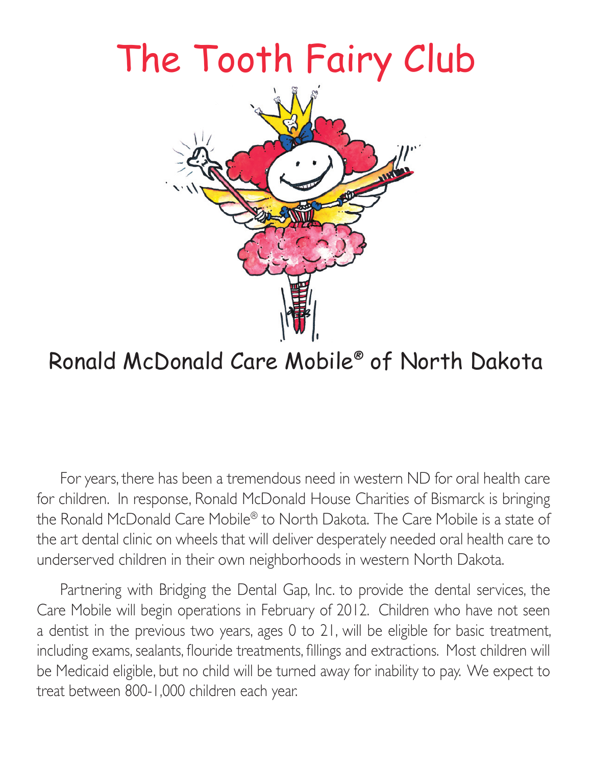# The Tooth Fairy Club

## Ronald McDonald Care Mobile® of North Dakota

For years, there has been a tremendous need in western ND for oral health care for children. In response, Ronald McDonald House Charities of Bismarck is bringing the Ronald McDonald Care Mobile® to North Dakota. The Care Mobile is a state of the art dental clinic on wheels that will deliver desperately needed oral health care to underserved children in their own neighborhoods in western North Dakota.

Partnering with Bridging the Dental Gap, Inc. to provide the dental services, the Care Mobile will begin operations in February of 2012. Children who have not seen a dentist in the previous two years, ages 0 to 21, will be eligible for basic treatment, including exams, sealants, flouride treatments, fillings and extractions. Most children will be Medicaid eligible, but no child will be turned away for inability to pay. We expect to treat between 800-1,000 children each year.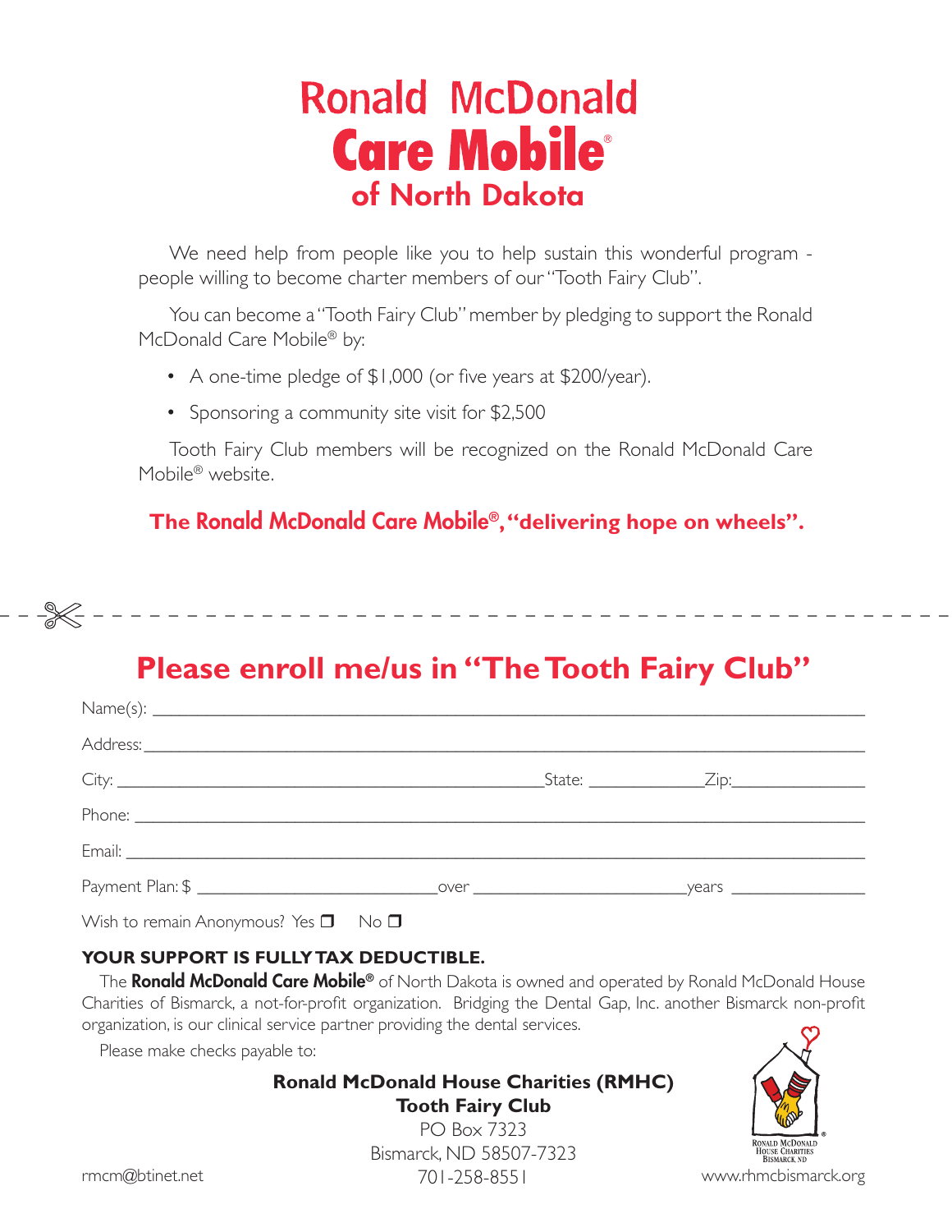# Ronald McDonald
# Care Mobile®
## of North Dakota

We need help from people like you to help sustain this wonderful program - people willing to become charter members of our "Tooth Fairy Club".

You can become a "Tooth Fairy Club" member by pledging to support the Ronald McDonald Care Mobile® by:

- A one-time pledge of $1,000 (or five years at $200/year).
- Sponsoring a community site visit for $2,500

Tooth Fairy Club members will be recognized on the Ronald McDonald Care Mobile® website.

**The Ronald McDonald Care Mobile®, "delivering hope on wheels".**

---

## Please enroll me/us in "The Tooth Fairy Club"

Name(s): ______________________________

Address: ______________________________

City: ______________________ State: __________ Zip: __________

Phone: ______________________________

Email: ______________________________

Payment Plan: $ ______________ over ______________ years ______________

Wish to remain Anonymous? Yes ❒ No ❒

**YOUR SUPPORT IS FULLY TAX DEDUCTIBLE.**

The **Ronald McDonald Care Mobile®** of North Dakota is owned and operated by Ronald McDonald House Charities of Bismarck, a not-for-profit organization. Bridging the Dental Gap, Inc. another Bismarck non-profit organization, is our clinical service partner providing the dental services.

Please make checks payable to:

**Ronald McDonald House Charities (RMHC)**
**Tooth Fairy Club**
PO Box 7323
Bismarck, ND 58507-7323
701-258-8551

Ronald McDonald House Charities Bismarck ND

rmcm@btinet.net

www.rhmcbismarck.org